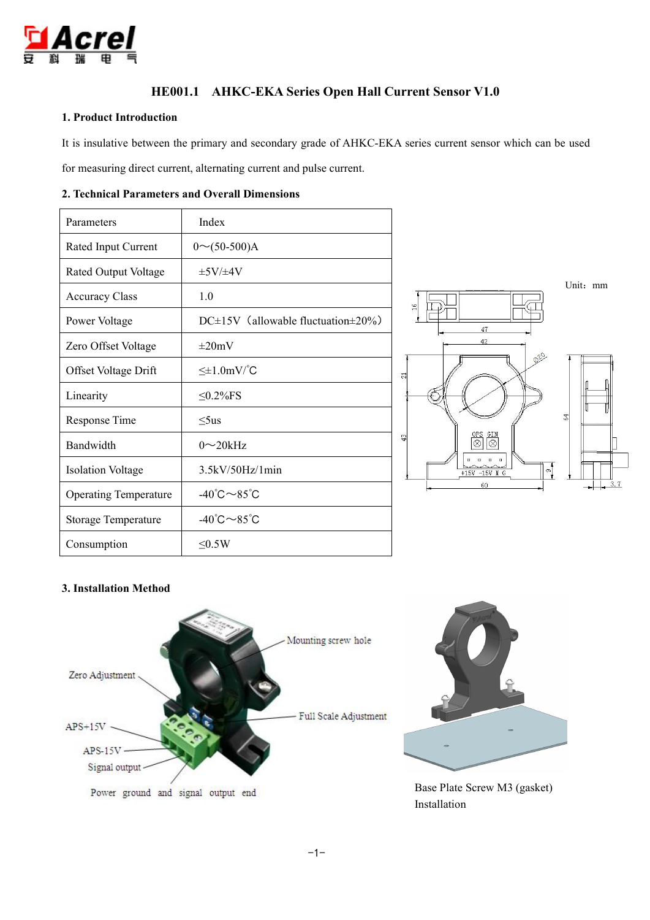# HE001.1 AHKC-EKA Series Open Hall Current Sensor V1.0

## 1. Product Introduction

It is insulative between the primary and secondary grade of AHKC-EKA series current sensor which can be used for measuring direct current, alternating current and pulse current.

## 2. Technical Parameters and Overall Dimensions

| Parameters | Index |
|---|---|
| Rated Input Current | 0～(50-500)A |
| Rated Output Voltage | ±5V/±4V |
| Accuracy Class | 1.0 |
| Power Voltage | DC±15V（allowable fluctuation±20%） |
| Zero Offset Voltage | ±20mV |
| Offset Voltage Drift | ≤±1.0mV/˚C |
| Linearity | ≤0.2%FS |
| Response Time | ≤5us |
| Bandwidth | 0～20kHz |
| Isolation Voltage | 3.5kV/50Hz/1min |
| Operating Temperature | -40˚C～85˚C |
| Storage Temperature | -40˚C～85˚C |
| Consumption | ≤0.5W |

Unit：mm

## 3. Installation Method

Zero Adjustment

Mounting screw hole

Full Scale Adjustment

APS+15V

APS-15V

Signal output

Power ground and signal output end

Base Plate Screw M3 (gasket) Installation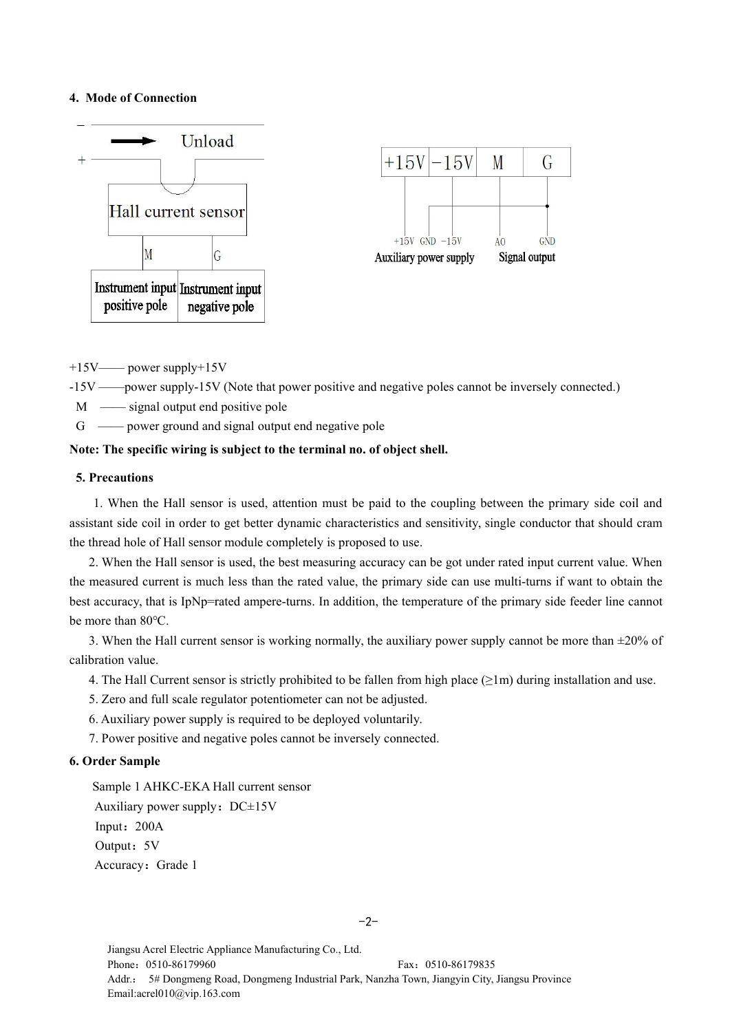**4. Mode of Connection**

−

Unload

\+

Hall current sensor

M G

Instrument input positive pole

Instrument input negative pole

+15V −15V M G

+15V GND −15V

Auxiliary power supply

AO GND

Signal output

+15V—— power supply+15V

-15V ——power supply-15V (Note that power positive and negative poles cannot be inversely connected.)

M —— signal output end positive pole

G —— power ground and signal output end negative pole

**Note: The specific wiring is subject to the terminal no. of object shell.**

**5. Precautions**

1. When the Hall sensor is used, attention must be paid to the coupling between the primary side coil and assistant side coil in order to get better dynamic characteristics and sensitivity, single conductor that should cram the thread hole of Hall sensor module completely is proposed to use.

2. When the Hall sensor is used, the best measuring accuracy can be got under rated input current value. When the measured current is much less than the rated value, the primary side can use multi-turns if want to obtain the best accuracy, that is IpNp=rated ampere-turns. In addition, the temperature of the primary side feeder line cannot be more than 80°C.

3. When the Hall current sensor is working normally, the auxiliary power supply cannot be more than ±20% of calibration value.

4. The Hall Current sensor is strictly prohibited to be fallen from high place (≥1m) during installation and use.

5. Zero and full scale regulator potentiometer can not be adjusted.

6. Auxiliary power supply is required to be deployed voluntarily.

7. Power positive and negative poles cannot be inversely connected.

**6. Order Sample**

Sample 1 AHKC-EKA Hall current sensor

Auxiliary power supply：DC±15V

Input：200A

Output：5V

Accuracy：Grade 1

Jiangsu Acrel Electric Appliance Manufacturing Co., Ltd.

Phone：0510-86179960 Fax：0510-86179835

Addr.： 5# Dongmeng Road, Dongmeng Industrial Park, Nanzha Town, Jiangyin City, Jiangsu Province

Email:acrel010@vip.163.com